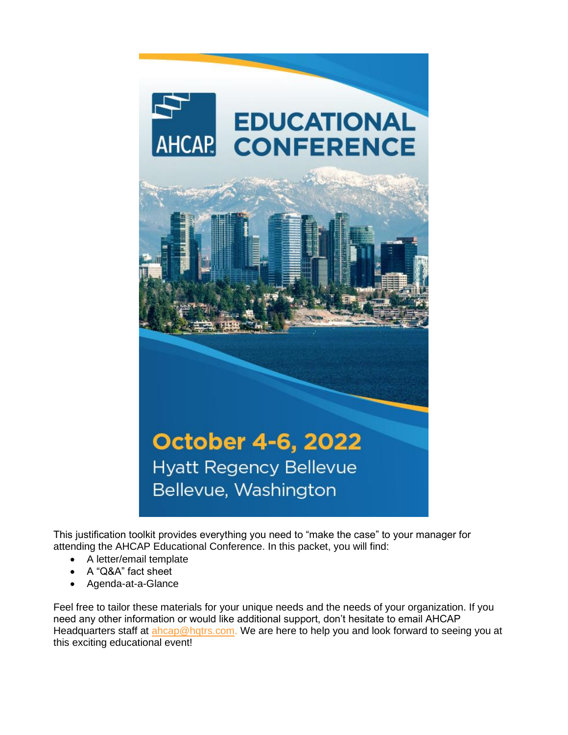# AHCAP EDUCATIONAL CONFERENCE

**October 4-6, 2022**
Hyatt Regency Bellevue
Bellevue, Washington

This justification toolkit provides everything you need to "make the case" to your manager for attending the AHCAP Educational Conference. In this packet, you will find:

- A letter/email template
- A "Q&A" fact sheet
- Agenda-at-a-Glance

Feel free to tailor these materials for your unique needs and the needs of your organization. If you need any other information or would like additional support, don't hesitate to email AHCAP Headquarters staff at ahcap@hqtrs.com. We are here to help you and look forward to seeing you at this exciting educational event!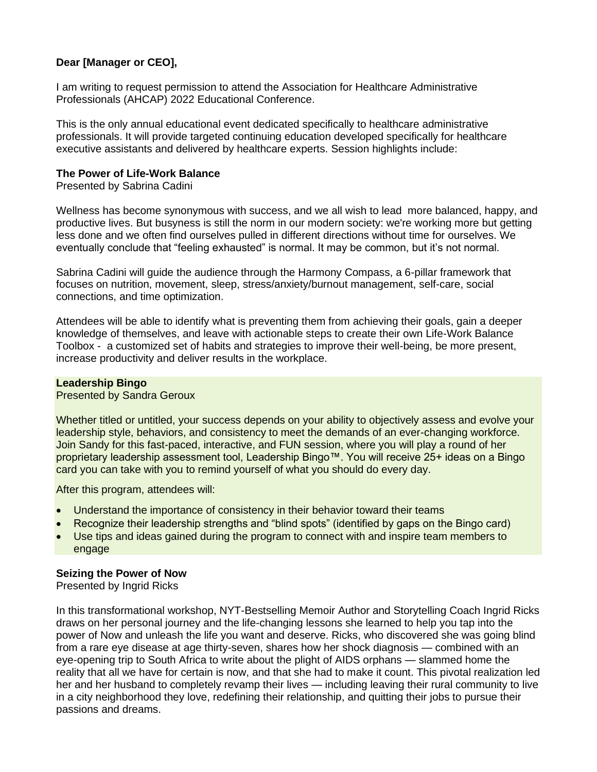**Dear [Manager or CEO],**

I am writing to request permission to attend the Association for Healthcare Administrative Professionals (AHCAP) 2022 Educational Conference.

This is the only annual educational event dedicated specifically to healthcare administrative professionals. It will provide targeted continuing education developed specifically for healthcare executive assistants and delivered by healthcare experts. Session highlights include:

**The Power of Life-Work Balance**
Presented by Sabrina Cadini

Wellness has become synonymous with success, and we all wish to lead more balanced, happy, and productive lives. But busyness is still the norm in our modern society: we're working more but getting less done and we often find ourselves pulled in different directions without time for ourselves. We eventually conclude that "feeling exhausted" is normal. It may be common, but it's not normal.

Sabrina Cadini will guide the audience through the Harmony Compass, a 6-pillar framework that focuses on nutrition, movement, sleep, stress/anxiety/burnout management, self-care, social connections, and time optimization.

Attendees will be able to identify what is preventing them from achieving their goals, gain a deeper knowledge of themselves, and leave with actionable steps to create their own Life-Work Balance Toolbox - a customized set of habits and strategies to improve their well-being, be more present, increase productivity and deliver results in the workplace.

**Leadership Bingo**
Presented by Sandra Geroux

Whether titled or untitled, your success depends on your ability to objectively assess and evolve your leadership style, behaviors, and consistency to meet the demands of an ever-changing workforce. Join Sandy for this fast-paced, interactive, and FUN session, where you will play a round of her proprietary leadership assessment tool, Leadership Bingo™. You will receive 25+ ideas on a Bingo card you can take with you to remind yourself of what you should do every day.

After this program, attendees will:

- Understand the importance of consistency in their behavior toward their teams
- Recognize their leadership strengths and "blind spots" (identified by gaps on the Bingo card)
- Use tips and ideas gained during the program to connect with and inspire team members to engage

**Seizing the Power of Now**
Presented by Ingrid Ricks

In this transformational workshop, NYT-Bestselling Memoir Author and Storytelling Coach Ingrid Ricks draws on her personal journey and the life-changing lessons she learned to help you tap into the power of Now and unleash the life you want and deserve. Ricks, who discovered she was going blind from a rare eye disease at age thirty-seven, shares how her shock diagnosis — combined with an eye-opening trip to South Africa to write about the plight of AIDS orphans — slammed home the reality that all we have for certain is now, and that she had to make it count. This pivotal realization led her and her husband to completely revamp their lives — including leaving their rural community to live in a city neighborhood they love, redefining their relationship, and quitting their jobs to pursue their passions and dreams.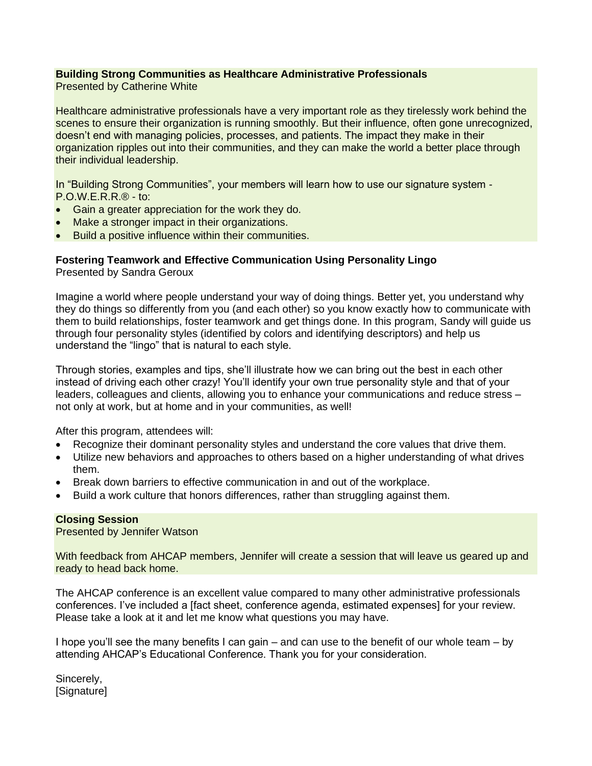**Building Strong Communities as Healthcare Administrative Professionals**
Presented by Catherine White

Healthcare administrative professionals have a very important role as they tirelessly work behind the scenes to ensure their organization is running smoothly. But their influence, often gone unrecognized, doesn't end with managing policies, processes, and patients. The impact they make in their organization ripples out into their communities, and they can make the world a better place through their individual leadership.

In "Building Strong Communities", your members will learn how to use our signature system - P.O.W.E.R.R.® - to:

- Gain a greater appreciation for the work they do.
- Make a stronger impact in their organizations.
- Build a positive influence within their communities.

**Fostering Teamwork and Effective Communication Using Personality Lingo**
Presented by Sandra Geroux

Imagine a world where people understand your way of doing things. Better yet, you understand why they do things so differently from you (and each other) so you know exactly how to communicate with them to build relationships, foster teamwork and get things done. In this program, Sandy will guide us through four personality styles (identified by colors and identifying descriptors) and help us understand the "lingo" that is natural to each style.

Through stories, examples and tips, she'll illustrate how we can bring out the best in each other instead of driving each other crazy! You'll identify your own true personality style and that of your leaders, colleagues and clients, allowing you to enhance your communications and reduce stress – not only at work, but at home and in your communities, as well!

After this program, attendees will:

- Recognize their dominant personality styles and understand the core values that drive them.
- Utilize new behaviors and approaches to others based on a higher understanding of what drives them.
- Break down barriers to effective communication in and out of the workplace.
- Build a work culture that honors differences, rather than struggling against them.

**Closing Session**
Presented by Jennifer Watson

With feedback from AHCAP members, Jennifer will create a session that will leave us geared up and ready to head back home.

The AHCAP conference is an excellent value compared to many other administrative professionals conferences. I've included a [fact sheet, conference agenda, estimated expenses] for your review. Please take a look at it and let me know what questions you may have.

I hope you'll see the many benefits I can gain – and can use to the benefit of our whole team – by attending AHCAP's Educational Conference. Thank you for your consideration.

Sincerely,
[Signature]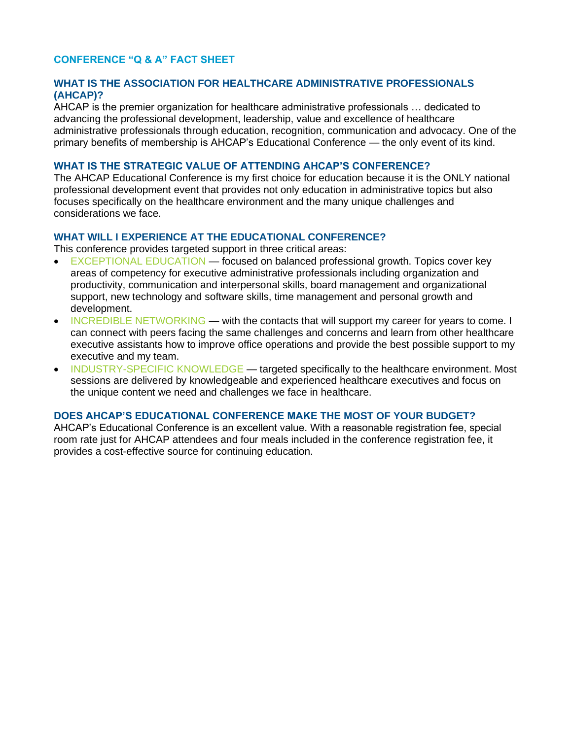## CONFERENCE "Q & A" FACT SHEET

### WHAT IS THE ASSOCIATION FOR HEALTHCARE ADMINISTRATIVE PROFESSIONALS (AHCAP)?

AHCAP is the premier organization for healthcare administrative professionals … dedicated to advancing the professional development, leadership, value and excellence of healthcare administrative professionals through education, recognition, communication and advocacy. One of the primary benefits of membership is AHCAP's Educational Conference — the only event of its kind.

### WHAT IS THE STRATEGIC VALUE OF ATTENDING AHCAP'S CONFERENCE?

The AHCAP Educational Conference is my first choice for education because it is the ONLY national professional development event that provides not only education in administrative topics but also focuses specifically on the healthcare environment and the many unique challenges and considerations we face.

### WHAT WILL I EXPERIENCE AT THE EDUCATIONAL CONFERENCE?

This conference provides targeted support in three critical areas:

- EXCEPTIONAL EDUCATION — focused on balanced professional growth. Topics cover key areas of competency for executive administrative professionals including organization and productivity, communication and interpersonal skills, board management and organizational support, new technology and software skills, time management and personal growth and development.
- INCREDIBLE NETWORKING — with the contacts that will support my career for years to come. I can connect with peers facing the same challenges and concerns and learn from other healthcare executive assistants how to improve office operations and provide the best possible support to my executive and my team.
- INDUSTRY-SPECIFIC KNOWLEDGE — targeted specifically to the healthcare environment. Most sessions are delivered by knowledgeable and experienced healthcare executives and focus on the unique content we need and challenges we face in healthcare.

### DOES AHCAP'S EDUCATIONAL CONFERENCE MAKE THE MOST OF YOUR BUDGET?

AHCAP's Educational Conference is an excellent value. With a reasonable registration fee, special room rate just for AHCAP attendees and four meals included in the conference registration fee, it provides a cost-effective source for continuing education.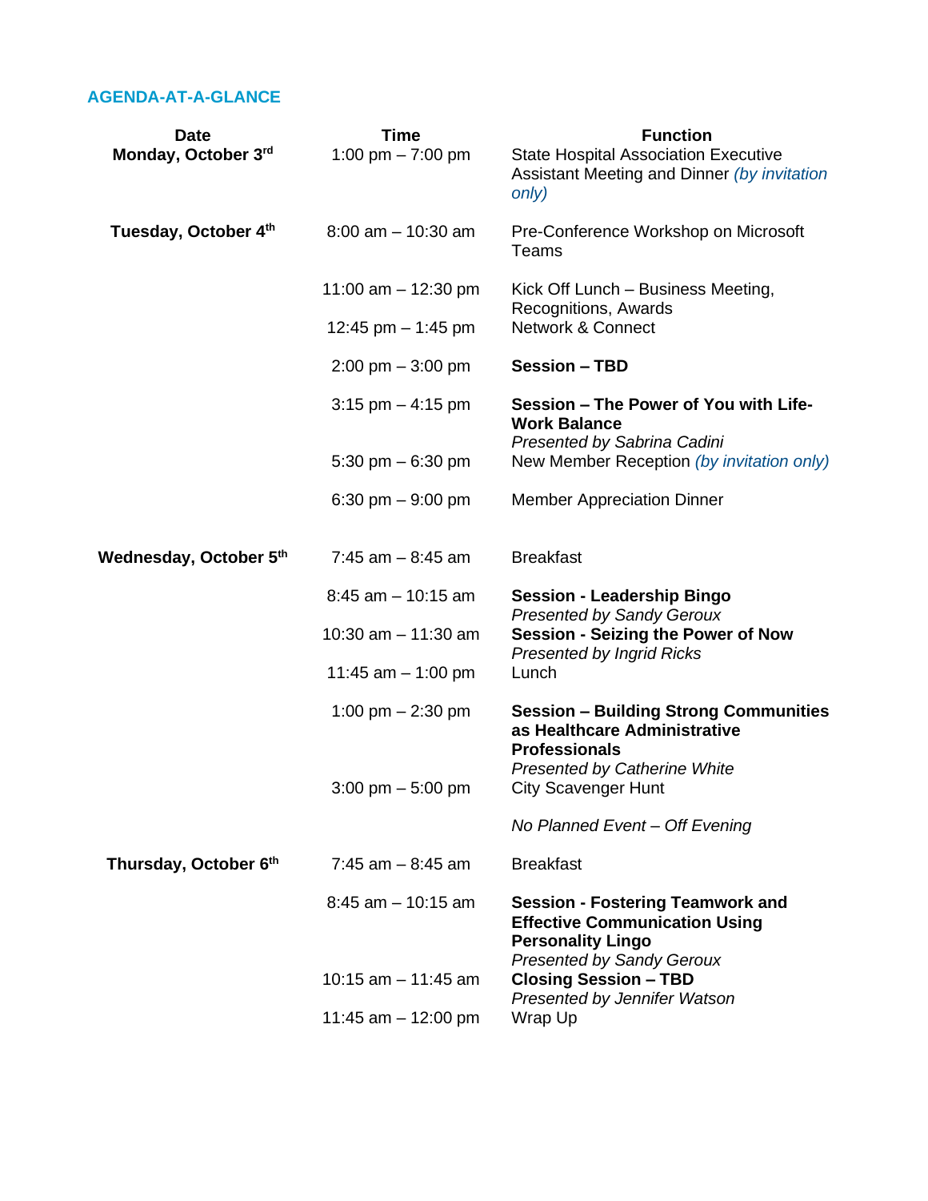## AGENDA-AT-A-GLANCE

| Date | Time | Function |
|---|---|---|
| **Monday, October 3rd** | 1:00 pm – 7:00 pm | State Hospital Association Executive Assistant Meeting and Dinner *(by invitation only)* |
| **Tuesday, October 4th** | 8:00 am – 10:30 am | Pre-Conference Workshop on Microsoft Teams |
| | 11:00 am – 12:30 pm | Kick Off Lunch – Business Meeting, Recognitions, Awards |
| | 12:45 pm – 1:45 pm | Network & Connect |
| | 2:00 pm – 3:00 pm | **Session – TBD** |
| | 3:15 pm – 4:15 pm | **Session – The Power of You with Life-Work Balance** *Presented by Sabrina Cadini* |
| | 5:30 pm – 6:30 pm | New Member Reception *(by invitation only)* |
| | 6:30 pm – 9:00 pm | Member Appreciation Dinner |
| **Wednesday, October 5th** | 7:45 am – 8:45 am | Breakfast |
| | 8:45 am – 10:15 am | **Session - Leadership Bingo** *Presented by Sandy Geroux* |
| | 10:30 am – 11:30 am | **Session - Seizing the Power of Now** *Presented by Ingrid Ricks* |
| | 11:45 am – 1:00 pm | Lunch |
| | 1:00 pm – 2:30 pm | **Session – Building Strong Communities as Healthcare Administrative Professionals** *Presented by Catherine White* |
| | 3:00 pm – 5:00 pm | City Scavenger Hunt |
| | | *No Planned Event – Off Evening* |
| **Thursday, October 6th** | 7:45 am – 8:45 am | Breakfast |
| | 8:45 am – 10:15 am | **Session - Fostering Teamwork and Effective Communication Using Personality Lingo** *Presented by Sandy Geroux* |
| | 10:15 am – 11:45 am | **Closing Session – TBD** *Presented by Jennifer Watson* |
| | 11:45 am – 12:00 pm | Wrap Up |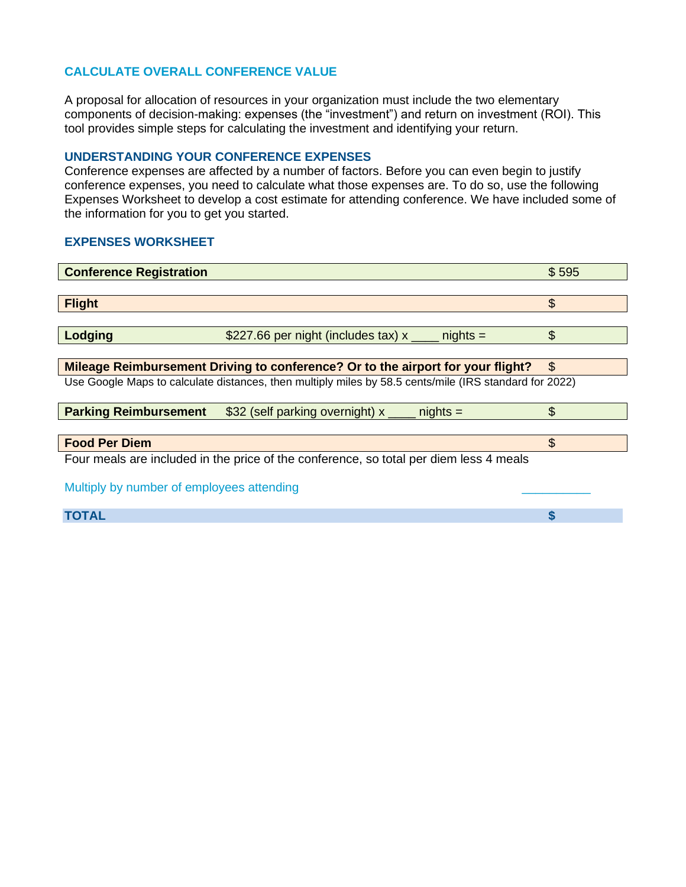## CALCULATE OVERALL CONFERENCE VALUE

A proposal for allocation of resources in your organization must include the two elementary components of decision-making: expenses (the "investment") and return on investment (ROI). This tool provides simple steps for calculating the investment and identifying your return.

### UNDERSTANDING YOUR CONFERENCE EXPENSES

Conference expenses are affected by a number of factors. Before you can even begin to justify conference expenses, you need to calculate what those expenses are. To do so, use the following Expenses Worksheet to develop a cost estimate for attending conference. We have included some of the information for you to get you started.

### EXPENSES WORKSHEET

| | | |
|---|---|---|
| **Conference Registration** | | $ 595 |
| **Flight** | | $ |
| **Lodging** | $227.66 per night (includes tax) x ____ nights = | $ |
| **Mileage Reimbursement Driving to conference? Or to the airport for your flight?** | | $ |
| Use Google Maps to calculate distances, then multiply miles by 58.5 cents/mile (IRS standard for 2022) | | |
| **Parking Reimbursement** | $32 (self parking overnight) x ____ nights = | $ |
| **Food Per Diem** | | $ |
| Four meals are included in the price of the conference, so total per diem less 4 meals | | |
| Multiply by number of employees attending | | __________ |
| **TOTAL** | | **$** |